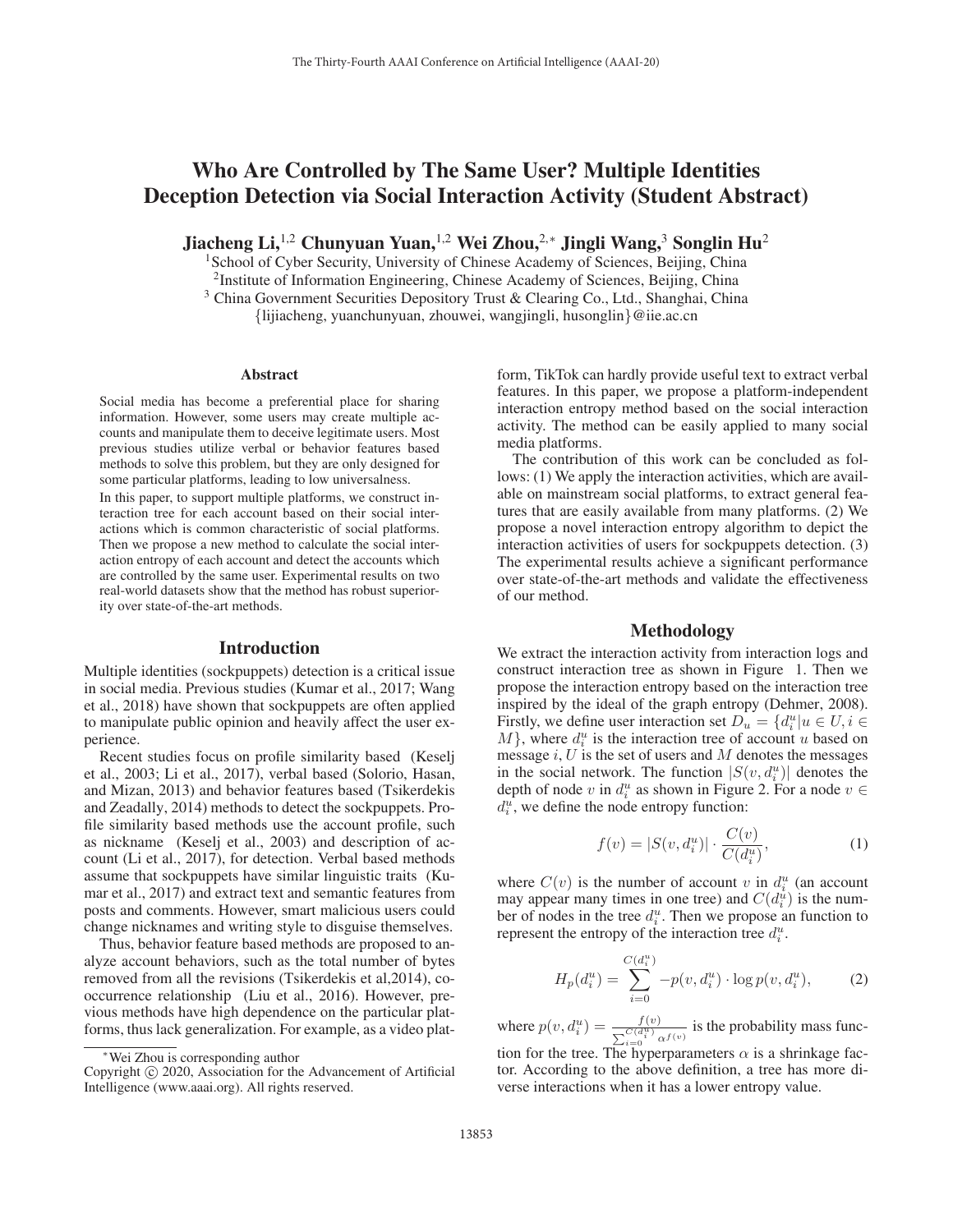# Who Are Controlled by The Same User? Multiple Identities Deception Detection via Social Interaction Activity (Student Abstract)

**Jiacheng Li,[1,2] Chunyuan Yuan,[1,2] Wei Zhou,[2,*] Jingli Wang,[3] Songlin Hu[2]**

[1]School of Cyber Security, University of Chinese Academy of Sciences, Beijing, China
[2]Institute of Information Engineering, Chinese Academy of Sciences, Beijing, China
[3] China Government Securities Depository Trust & Clearing Co., Ltd., Shanghai, China
{lijiacheng, yuanchunyuan, zhouwei, wangjingli, husonglin}@iie.ac.cn

## Abstract

Social media has become a preferential place for sharing information. However, some users may create multiple accounts and manipulate them to deceive legitimate users. Most previous studies utilize verbal or behavior features based methods to solve this problem, but they are only designed for some particular platforms, leading to low universalness.

In this paper, to support multiple platforms, we construct interaction tree for each account based on their social interactions which is common characteristic of social platforms. Then we propose a new method to calculate the social interaction entropy of each account and detect the accounts which are controlled by the same user. Experimental results on two real-world datasets show that the method has robust superiority over state-of-the-art methods.

## Introduction

Multiple identities (sockpuppets) detection is a critical issue in social media. Previous studies (Kumar et al., 2017; Wang et al., 2018) have shown that sockpuppets are often applied to manipulate public opinion and heavily affect the user experience.

Recent studies focus on profile similarity based (Keselj et al., 2003; Li et al., 2017), verbal based (Solorio, Hasan, and Mizan, 2013) and behavior features based (Tsikerdekis and Zeadally, 2014) methods to detect the sockpuppets. Profile similarity based methods use the account profile, such as nickname (Keselj et al., 2003) and description of account (Li et al., 2017), for detection. Verbal based methods assume that sockpuppets have similar linguistic traits (Kumar et al., 2017) and extract text and semantic features from posts and comments. However, smart malicious users could change nicknames and writing style to disguise themselves.

Thus, behavior feature based methods are proposed to analyze account behaviors, such as the total number of bytes removed from all the revisions (Tsikerdekis et al,2014), co-occurrence relationship (Liu et al., 2016). However, previous methods have high dependence on the particular platforms, thus lack generalization. For example, as a video platform, TikTok can hardly provide useful text to extract verbal features. In this paper, we propose a platform-independent interaction entropy method based on the social interaction activity. The method can be easily applied to many social media platforms.

The contribution of this work can be concluded as follows: (1) We apply the interaction activities, which are available on mainstream social platforms, to extract general features that are easily available from many platforms. (2) We propose a novel interaction entropy algorithm to depict the interaction activities of users for sockpuppets detection. (3) The experimental results achieve a significant performance over state-of-the-art methods and validate the effectiveness of our method.

## Methodology

We extract the interaction activity from interaction logs and construct interaction tree as shown in Figure 1. Then we propose the interaction entropy based on the interaction tree inspired by the ideal of the graph entropy (Dehmer, 2008). Firstly, we define user interaction set $D_u = \{d_i^u | u \in U, i \in M\}$, where $d_i^u$ is the interaction tree of account $u$ based on message $i$, $U$ is the set of users and $M$ denotes the messages in the social network. The function $|S(v, d_i^u)|$ denotes the depth of node $v$ in $d_i^u$ as shown in Figure 2. For a node $v \in d_i^u$, we define the node entropy function:

$$f(v) = |S(v, d_i^u)| \cdot \frac{C(v)}{C(d_i^u)}, \tag{1}$$

where $C(v)$ is the number of account $v$ in $d_i^u$ (an account may appear many times in one tree) and $C(d_i^u)$ is the number of nodes in the tree $d_i^u$. Then we propose an function to represent the entropy of the interaction tree $d_i^u$.

$$H_p(d_i^u) = \sum_{i=0}^{C(d_i^u)} -p(v, d_i^u) \cdot \log p(v, d_i^u), \tag{2}$$

where $p(v, d_i^u) = \frac{f(v)}{\sum_{i=0}^{C(d_i^u)} \alpha^{f(v)}}$ is the probability mass function for the tree. The hyperparameters $\alpha$ is a shrinkage factor. According to the above definition, a tree has more diverse interactions when it has a lower entropy value.

*Wei Zhou is corresponding author

Copyright © 2020, Association for the Advancement of Artificial Intelligence (www.aaai.org). All rights reserved.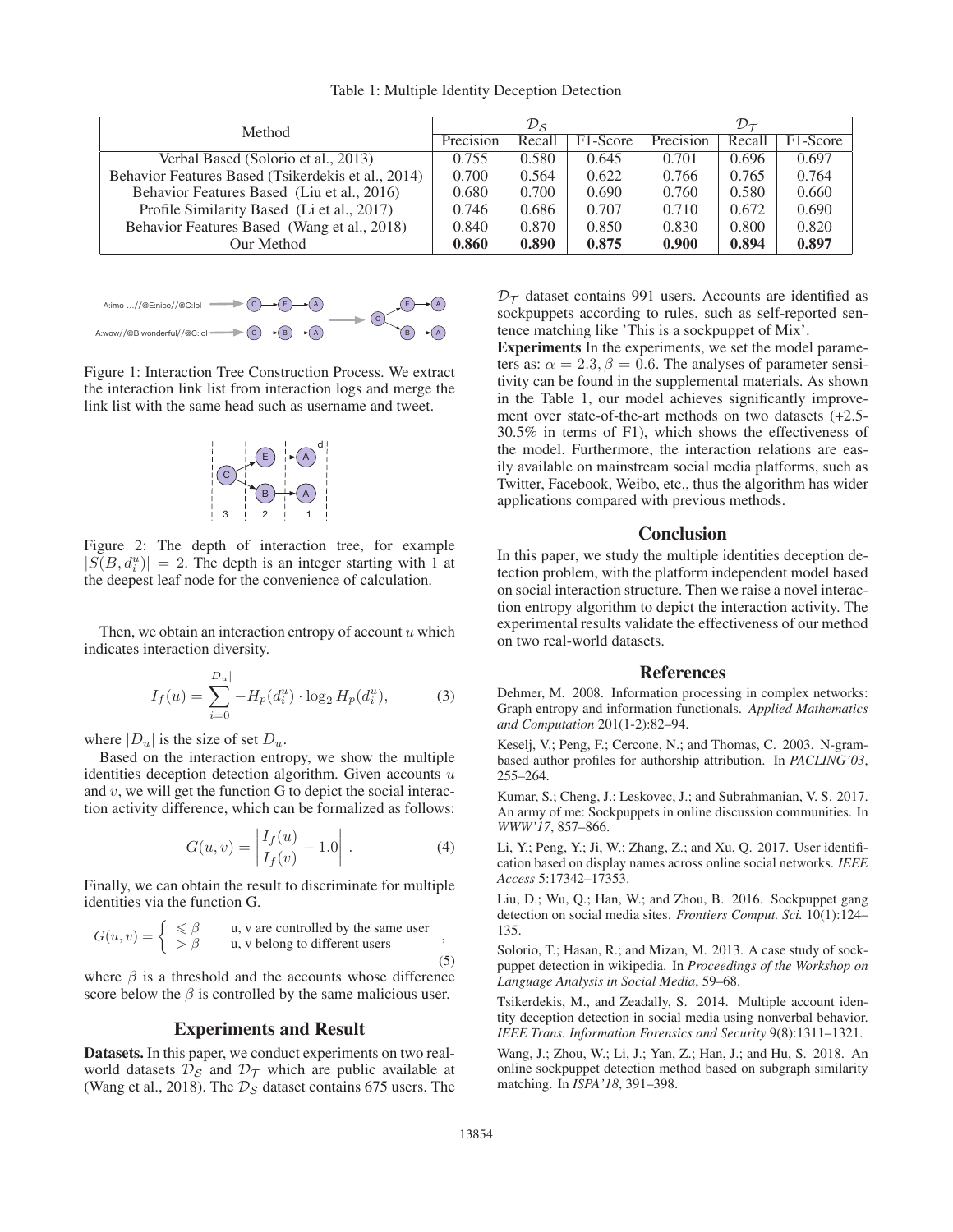Table 1: Multiple Identity Deception Detection

| Method | $\mathcal{D}_\mathcal{S}$ | | | $\mathcal{D}_\mathcal{T}$ | | |
|---|---|---|---|---|---|---|
| | Precision | Recall | F1-Score | Precision | Recall | F1-Score |
| Verbal Based (Solorio et al., 2013) | 0.755 | 0.580 | 0.645 | 0.701 | 0.696 | 0.697 |
| Behavior Features Based (Tsikerdekis et al., 2014) | 0.700 | 0.564 | 0.622 | 0.766 | 0.765 | 0.764 |
| Behavior Features Based (Liu et al., 2016) | 0.680 | 0.700 | 0.690 | 0.760 | 0.580 | 0.660 |
| Profile Similarity Based (Li et al., 2017) | 0.746 | 0.686 | 0.707 | 0.710 | 0.672 | 0.690 |
| Behavior Features Based (Wang et al., 2018) | 0.840 | 0.870 | 0.850 | 0.830 | 0.800 | 0.820 |
| Our Method | **0.860** | **0.890** | **0.875** | **0.900** | **0.894** | **0.897** |

A:imo …//@E:nice//@C:lol
A:wow//@B:wonderful//@C:lol

Figure 1: Interaction Tree Construction Process. We extract the interaction link list from interaction logs and merge the link list with the same head such as username and tweet.

Figure 2: The depth of interaction tree, for example $|S(B, d_i^u)| = 2$. The depth is an integer starting with 1 at the deepest leaf node for the convenience of calculation.

Then, we obtain an interaction entropy of account $u$ which indicates interaction diversity.

$$I_f(u) = \sum_{i=0}^{|D_u|} -H_p(d_i^u) \cdot \log_2 H_p(d_i^u), \tag{3}$$

where $|D_u|$ is the size of set $D_u$.

Based on the interaction entropy, we show the multiple identities deception detection algorithm. Given accounts $u$ and $v$, we will get the function G to depict the social interaction activity difference, which can be formalized as follows:

$$G(u, v) = \left| \frac{I_f(u)}{I_f(v)} - 1.0 \right| . \tag{4}$$

Finally, we can obtain the result to discriminate for multiple identities via the function G.

$$G(u, v) = \begin{cases} \leqslant \beta & \text{u, v are controlled by the same user} \\ > \beta & \text{u, v belong to different users} \end{cases}, \tag{5}$$

where $\beta$ is a threshold and the accounts whose difference score below the $\beta$ is controlled by the same malicious user.

## Experiments and Result

**Datasets.** In this paper, we conduct experiments on two real-world datasets $\mathcal{D}_\mathcal{S}$ and $\mathcal{D}_\mathcal{T}$ which are public available at (Wang et al., 2018). The $\mathcal{D}_\mathcal{S}$ dataset contains 675 users. The $\mathcal{D}_\mathcal{T}$ dataset contains 991 users. Accounts are identified as sockpuppets according to rules, such as self-reported sentence matching like 'This is a sockpuppet of Mix'.

**Experiments** In the experiments, we set the model parameters as: $\alpha = 2.3, \beta = 0.6$. The analyses of parameter sensitivity can be found in the supplemental materials. As shown in the Table 1, our model achieves significantly improvement over state-of-the-art methods on two datasets (+2.5-30.5% in terms of F1), which shows the effectiveness of the model. Furthermore, the interaction relations are easily available on mainstream social media platforms, such as Twitter, Facebook, Weibo, etc., thus the algorithm has wider applications compared with previous methods.

## Conclusion

In this paper, we study the multiple identities deception detection problem, with the platform independent model based on social interaction structure. Then we raise a novel interaction entropy algorithm to depict the interaction activity. The experimental results validate the effectiveness of our method on two real-world datasets.

## References

Dehmer, M. 2008. Information processing in complex networks: Graph entropy and information functionals. *Applied Mathematics and Computation* 201(1-2):82–94.

Keselj, V.; Peng, F.; Cercone, N.; and Thomas, C. 2003. N-gram-based author profiles for authorship attribution. In *PACLING'03*, 255–264.

Kumar, S.; Cheng, J.; Leskovec, J.; and Subrahmanian, V. S. 2017. An army of me: Sockpuppets in online discussion communities. In *WWW'17*, 857–866.

Li, Y.; Peng, Y.; Ji, W.; Zhang, Z.; and Xu, Q. 2017. User identification based on display names across online social networks. *IEEE Access* 5:17342–17353.

Liu, D.; Wu, Q.; Han, W.; and Zhou, B. 2016. Sockpuppet gang detection on social media sites. *Frontiers Comput. Sci.* 10(1):124–135.

Solorio, T.; Hasan, R.; and Mizan, M. 2013. A case study of sockpuppet detection in wikipedia. In *Proceedings of the Workshop on Language Analysis in Social Media*, 59–68.

Tsikerdekis, M., and Zeadally, S. 2014. Multiple account identity deception detection in social media using nonverbal behavior. *IEEE Trans. Information Forensics and Security* 9(8):1311–1321.

Wang, J.; Zhou, W.; Li, J.; Yan, Z.; Han, J.; and Hu, S. 2018. An online sockpuppet detection method based on subgraph similarity matching. In *ISPA'18*, 391–398.